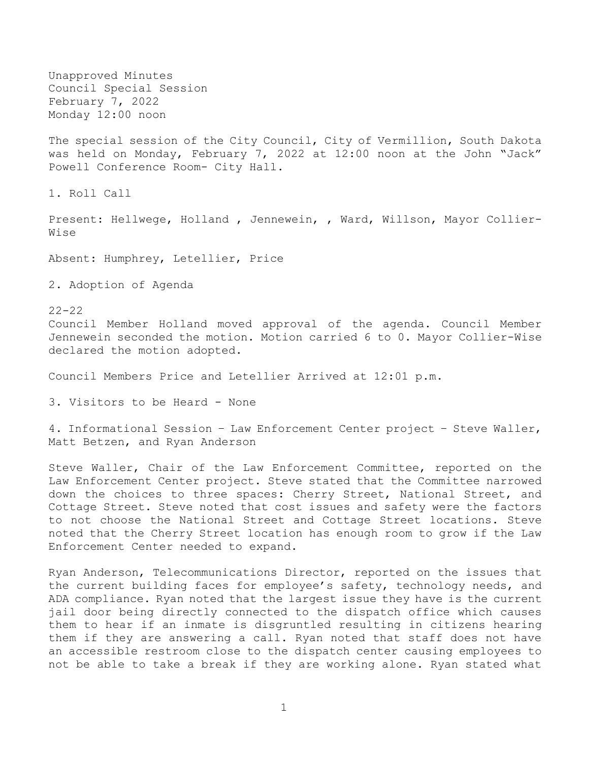Unapproved Minutes
Council Special Session
February 7, 2022
Monday 12:00 noon

The special session of the City Council, City of Vermillion, South Dakota was held on Monday, February 7, 2022 at 12:00 noon at the John "Jack" Powell Conference Room- City Hall.

1. Roll Call

Present: Hellwege, Holland , Jennewein, , Ward, Willson, Mayor Collier-Wise

Absent: Humphrey, Letellier, Price

2. Adoption of Agenda

22-22
Council Member Holland moved approval of the agenda. Council Member Jennewein seconded the motion. Motion carried 6 to 0. Mayor Collier-Wise declared the motion adopted.

Council Members Price and Letellier Arrived at 12:01 p.m.

3. Visitors to be Heard - None

4. Informational Session – Law Enforcement Center project – Steve Waller, Matt Betzen, and Ryan Anderson

Steve Waller, Chair of the Law Enforcement Committee, reported on the Law Enforcement Center project. Steve stated that the Committee narrowed down the choices to three spaces: Cherry Street, National Street, and Cottage Street. Steve noted that cost issues and safety were the factors to not choose the National Street and Cottage Street locations. Steve noted that the Cherry Street location has enough room to grow if the Law Enforcement Center needed to expand.

Ryan Anderson, Telecommunications Director, reported on the issues that the current building faces for employee's safety, technology needs, and ADA compliance. Ryan noted that the largest issue they have is the current jail door being directly connected to the dispatch office which causes them to hear if an inmate is disgruntled resulting in citizens hearing them if they are answering a call. Ryan noted that staff does not have an accessible restroom close to the dispatch center causing employees to not be able to take a break if they are working alone. Ryan stated what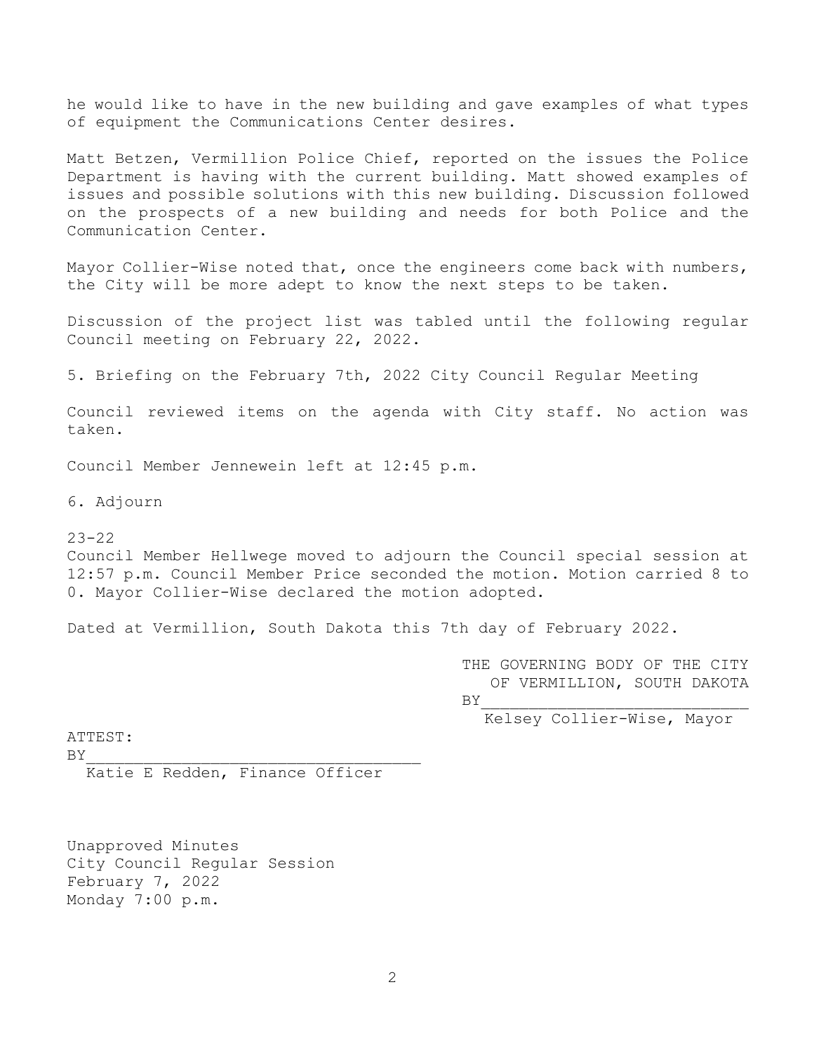he would like to have in the new building and gave examples of what types of equipment the Communications Center desires.

Matt Betzen, Vermillion Police Chief, reported on the issues the Police Department is having with the current building. Matt showed examples of issues and possible solutions with this new building. Discussion followed on the prospects of a new building and needs for both Police and the Communication Center.

Mayor Collier-Wise noted that, once the engineers come back with numbers, the City will be more adept to know the next steps to be taken.

Discussion of the project list was tabled until the following regular Council meeting on February 22, 2022.

5. Briefing on the February 7th, 2022 City Council Regular Meeting

Council reviewed items on the agenda with City staff. No action was taken.

Council Member Jennewein left at 12:45 p.m.

6. Adjourn

23-22
Council Member Hellwege moved to adjourn the Council special session at 12:57 p.m. Council Member Price seconded the motion. Motion carried 8 to 0. Mayor Collier-Wise declared the motion adopted.

Dated at Vermillion, South Dakota this 7th day of February 2022.

THE GOVERNING BODY OF THE CITY
OF VERMILLION, SOUTH DAKOTA
BY____________________________
Kelsey Collier-Wise, Mayor

ATTEST:
BY____________________________________
Katie E Redden, Finance Officer

Unapproved Minutes
City Council Regular Session
February 7, 2022
Monday 7:00 p.m.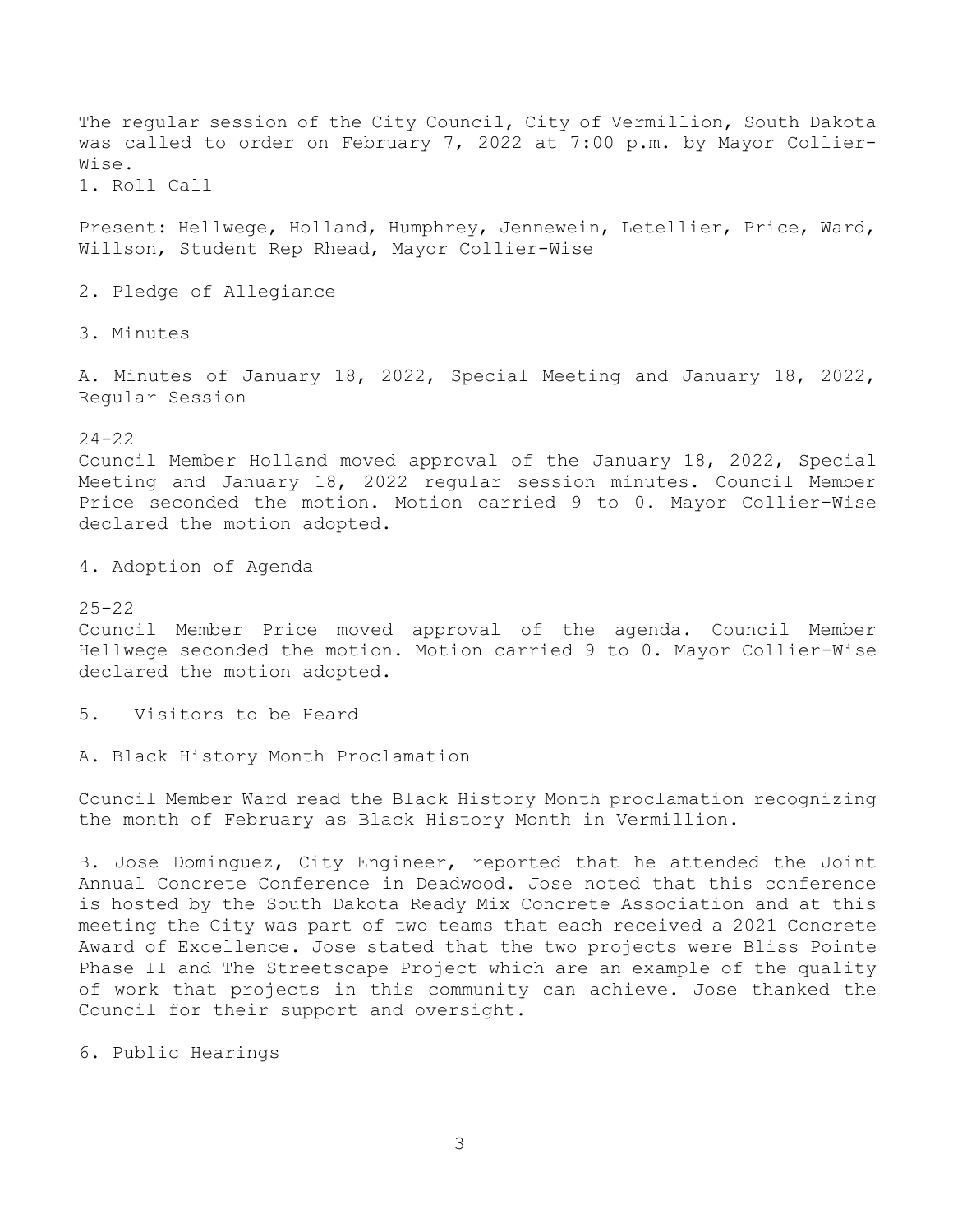The regular session of the City Council, City of Vermillion, South Dakota was called to order on February 7, 2022 at 7:00 p.m. by Mayor Collier-Wise.

1. Roll Call

Present: Hellwege, Holland, Humphrey, Jennewein, Letellier, Price, Ward, Willson, Student Rep Rhead, Mayor Collier-Wise

2. Pledge of Allegiance

3. Minutes

A. Minutes of January 18, 2022, Special Meeting and January 18, 2022, Regular Session

24-22
Council Member Holland moved approval of the January 18, 2022, Special Meeting and January 18, 2022 regular session minutes. Council Member Price seconded the motion. Motion carried 9 to 0. Mayor Collier-Wise declared the motion adopted.

4. Adoption of Agenda

25-22
Council Member Price moved approval of the agenda. Council Member Hellwege seconded the motion. Motion carried 9 to 0. Mayor Collier-Wise declared the motion adopted.

5. Visitors to be Heard

A. Black History Month Proclamation

Council Member Ward read the Black History Month proclamation recognizing the month of February as Black History Month in Vermillion.

B. Jose Dominguez, City Engineer, reported that he attended the Joint Annual Concrete Conference in Deadwood. Jose noted that this conference is hosted by the South Dakota Ready Mix Concrete Association and at this meeting the City was part of two teams that each received a 2021 Concrete Award of Excellence. Jose stated that the two projects were Bliss Pointe Phase II and The Streetscape Project which are an example of the quality of work that projects in this community can achieve. Jose thanked the Council for their support and oversight.

6. Public Hearings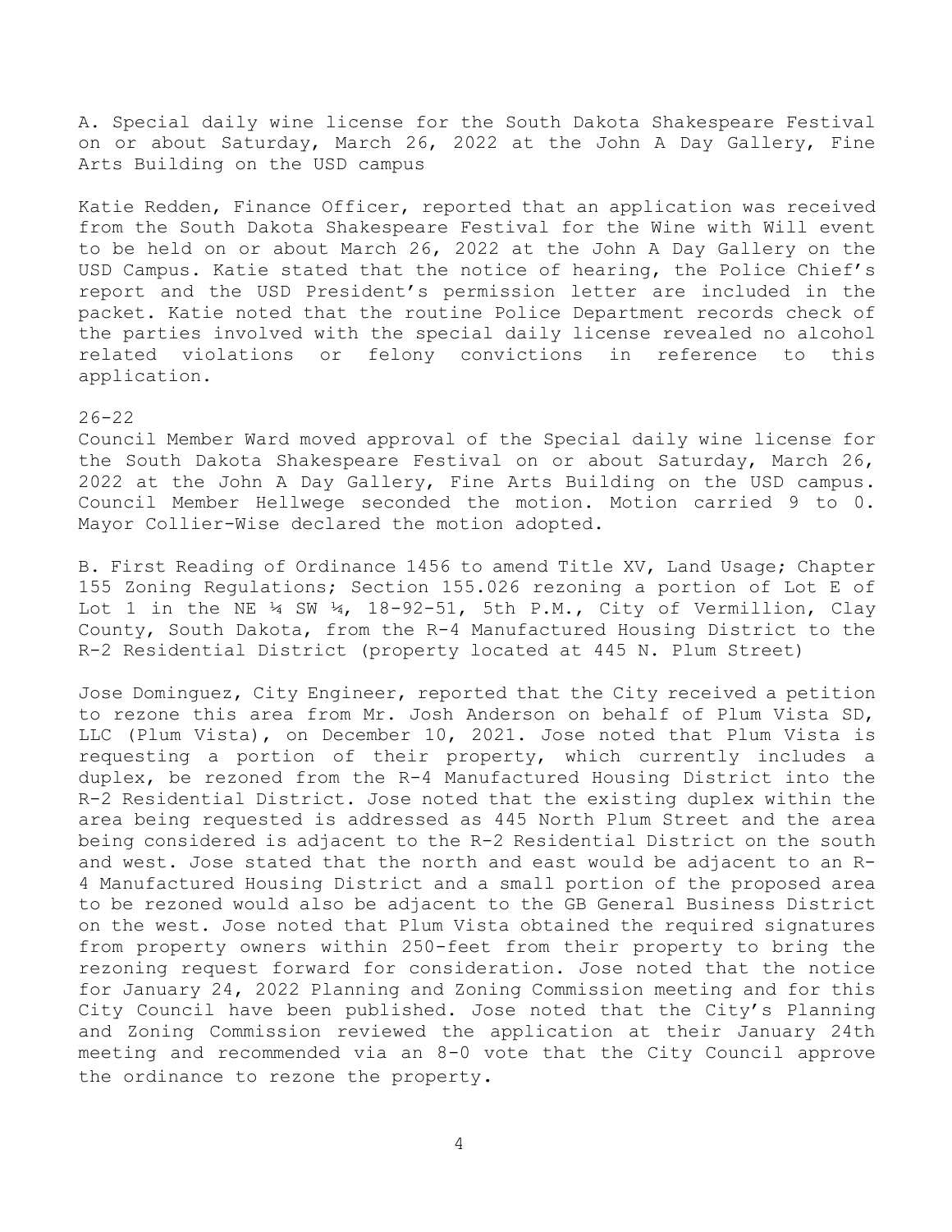A. Special daily wine license for the South Dakota Shakespeare Festival on or about Saturday, March 26, 2022 at the John A Day Gallery, Fine Arts Building on the USD campus

Katie Redden, Finance Officer, reported that an application was received from the South Dakota Shakespeare Festival for the Wine with Will event to be held on or about March 26, 2022 at the John A Day Gallery on the USD Campus. Katie stated that the notice of hearing, the Police Chief's report and the USD President's permission letter are included in the packet. Katie noted that the routine Police Department records check of the parties involved with the special daily license revealed no alcohol related violations or felony convictions in reference to this application.

26-22
Council Member Ward moved approval of the Special daily wine license for the South Dakota Shakespeare Festival on or about Saturday, March 26, 2022 at the John A Day Gallery, Fine Arts Building on the USD campus. Council Member Hellwege seconded the motion. Motion carried 9 to 0. Mayor Collier-Wise declared the motion adopted.

B. First Reading of Ordinance 1456 to amend Title XV, Land Usage; Chapter 155 Zoning Regulations; Section 155.026 rezoning a portion of Lot E of Lot 1 in the NE ¼ SW ¼, 18-92-51, 5th P.M., City of Vermillion, Clay County, South Dakota, from the R-4 Manufactured Housing District to the R-2 Residential District (property located at 445 N. Plum Street)

Jose Dominguez, City Engineer, reported that the City received a petition to rezone this area from Mr. Josh Anderson on behalf of Plum Vista SD, LLC (Plum Vista), on December 10, 2021. Jose noted that Plum Vista is requesting a portion of their property, which currently includes a duplex, be rezoned from the R-4 Manufactured Housing District into the R-2 Residential District. Jose noted that the existing duplex within the area being requested is addressed as 445 North Plum Street and the area being considered is adjacent to the R-2 Residential District on the south and west. Jose stated that the north and east would be adjacent to an R-4 Manufactured Housing District and a small portion of the proposed area to be rezoned would also be adjacent to the GB General Business District on the west. Jose noted that Plum Vista obtained the required signatures from property owners within 250-feet from their property to bring the rezoning request forward for consideration. Jose noted that the notice for January 24, 2022 Planning and Zoning Commission meeting and for this City Council have been published. Jose noted that the City's Planning and Zoning Commission reviewed the application at their January 24th meeting and recommended via an 8-0 vote that the City Council approve the ordinance to rezone the property.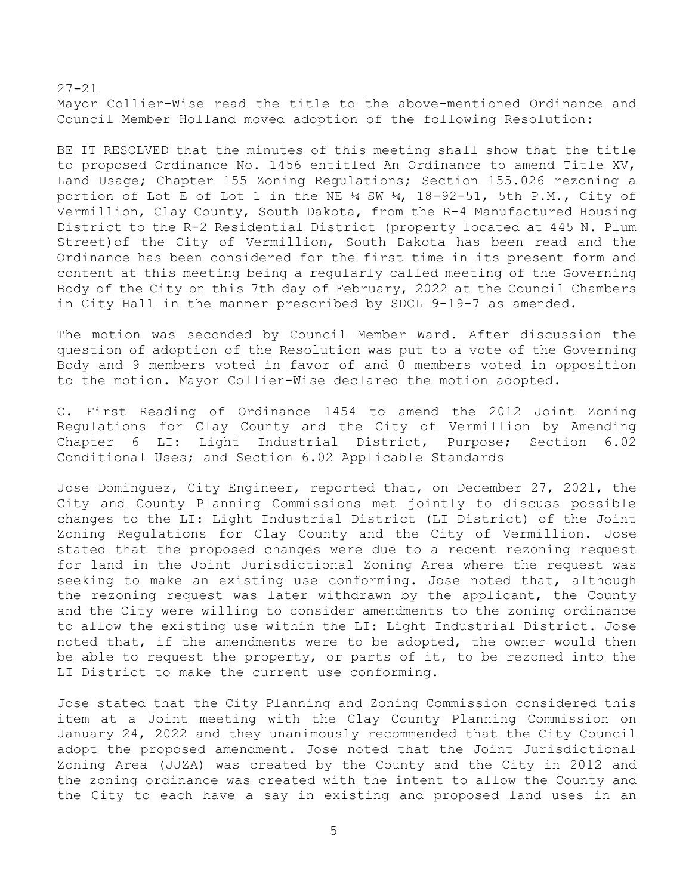27-21

Mayor Collier-Wise read the title to the above-mentioned Ordinance and Council Member Holland moved adoption of the following Resolution:

BE IT RESOLVED that the minutes of this meeting shall show that the title to proposed Ordinance No. 1456 entitled An Ordinance to amend Title XV, Land Usage; Chapter 155 Zoning Regulations; Section 155.026 rezoning a portion of Lot E of Lot 1 in the NE ¼ SW ¼, 18-92-51, 5th P.M., City of Vermillion, Clay County, South Dakota, from the R-4 Manufactured Housing District to the R-2 Residential District (property located at 445 N. Plum Street)of the City of Vermillion, South Dakota has been read and the Ordinance has been considered for the first time in its present form and content at this meeting being a regularly called meeting of the Governing Body of the City on this 7th day of February, 2022 at the Council Chambers in City Hall in the manner prescribed by SDCL 9-19-7 as amended.

The motion was seconded by Council Member Ward. After discussion the question of adoption of the Resolution was put to a vote of the Governing Body and 9 members voted in favor of and 0 members voted in opposition to the motion. Mayor Collier-Wise declared the motion adopted.

C. First Reading of Ordinance 1454 to amend the 2012 Joint Zoning Regulations for Clay County and the City of Vermillion by Amending Chapter 6 LI: Light Industrial District, Purpose; Section 6.02 Conditional Uses; and Section 6.02 Applicable Standards

Jose Dominguez, City Engineer, reported that, on December 27, 2021, the City and County Planning Commissions met jointly to discuss possible changes to the LI: Light Industrial District (LI District) of the Joint Zoning Regulations for Clay County and the City of Vermillion. Jose stated that the proposed changes were due to a recent rezoning request for land in the Joint Jurisdictional Zoning Area where the request was seeking to make an existing use conforming. Jose noted that, although the rezoning request was later withdrawn by the applicant, the County and the City were willing to consider amendments to the zoning ordinance to allow the existing use within the LI: Light Industrial District. Jose noted that, if the amendments were to be adopted, the owner would then be able to request the property, or parts of it, to be rezoned into the LI District to make the current use conforming.

Jose stated that the City Planning and Zoning Commission considered this item at a Joint meeting with the Clay County Planning Commission on January 24, 2022 and they unanimously recommended that the City Council adopt the proposed amendment. Jose noted that the Joint Jurisdictional Zoning Area (JJZA) was created by the County and the City in 2012 and the zoning ordinance was created with the intent to allow the County and the City to each have a say in existing and proposed land uses in an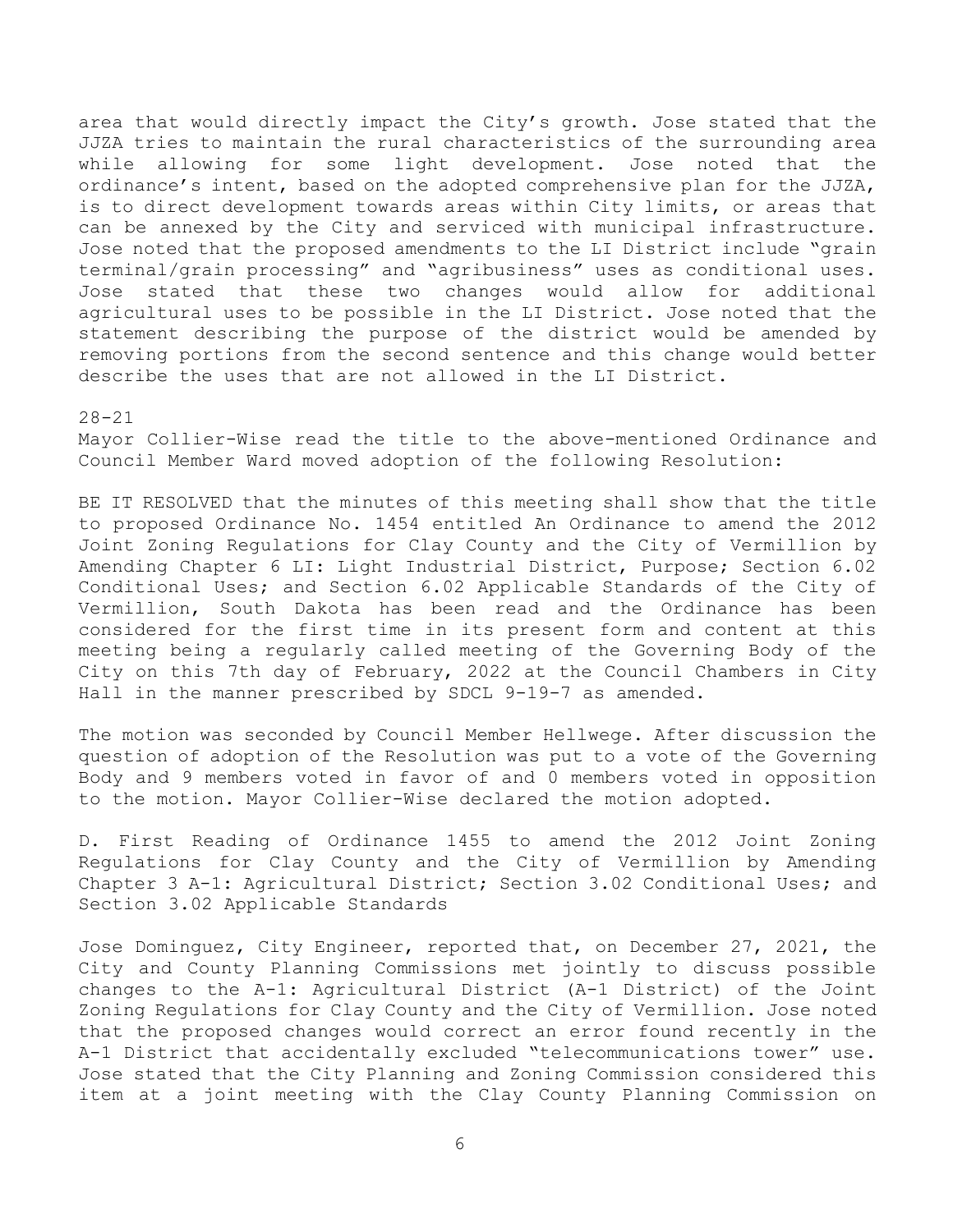area that would directly impact the City's growth. Jose stated that the JJZA tries to maintain the rural characteristics of the surrounding area while allowing for some light development. Jose noted that the ordinance's intent, based on the adopted comprehensive plan for the JJZA, is to direct development towards areas within City limits, or areas that can be annexed by the City and serviced with municipal infrastructure. Jose noted that the proposed amendments to the LI District include "grain terminal/grain processing" and "agribusiness" uses as conditional uses. Jose stated that these two changes would allow for additional agricultural uses to be possible in the LI District. Jose noted that the statement describing the purpose of the district would be amended by removing portions from the second sentence and this change would better describe the uses that are not allowed in the LI District.

28-21

Mayor Collier-Wise read the title to the above-mentioned Ordinance and Council Member Ward moved adoption of the following Resolution:

BE IT RESOLVED that the minutes of this meeting shall show that the title to proposed Ordinance No. 1454 entitled An Ordinance to amend the 2012 Joint Zoning Regulations for Clay County and the City of Vermillion by Amending Chapter 6 LI: Light Industrial District, Purpose; Section 6.02 Conditional Uses; and Section 6.02 Applicable Standards of the City of Vermillion, South Dakota has been read and the Ordinance has been considered for the first time in its present form and content at this meeting being a regularly called meeting of the Governing Body of the City on this 7th day of February, 2022 at the Council Chambers in City Hall in the manner prescribed by SDCL 9-19-7 as amended.

The motion was seconded by Council Member Hellwege. After discussion the question of adoption of the Resolution was put to a vote of the Governing Body and 9 members voted in favor of and 0 members voted in opposition to the motion. Mayor Collier-Wise declared the motion adopted.

D. First Reading of Ordinance 1455 to amend the 2012 Joint Zoning Regulations for Clay County and the City of Vermillion by Amending Chapter 3 A-1: Agricultural District; Section 3.02 Conditional Uses; and Section 3.02 Applicable Standards

Jose Dominguez, City Engineer, reported that, on December 27, 2021, the City and County Planning Commissions met jointly to discuss possible changes to the A-1: Agricultural District (A-1 District) of the Joint Zoning Regulations for Clay County and the City of Vermillion. Jose noted that the proposed changes would correct an error found recently in the A-1 District that accidentally excluded "telecommunications tower" use. Jose stated that the City Planning and Zoning Commission considered this item at a joint meeting with the Clay County Planning Commission on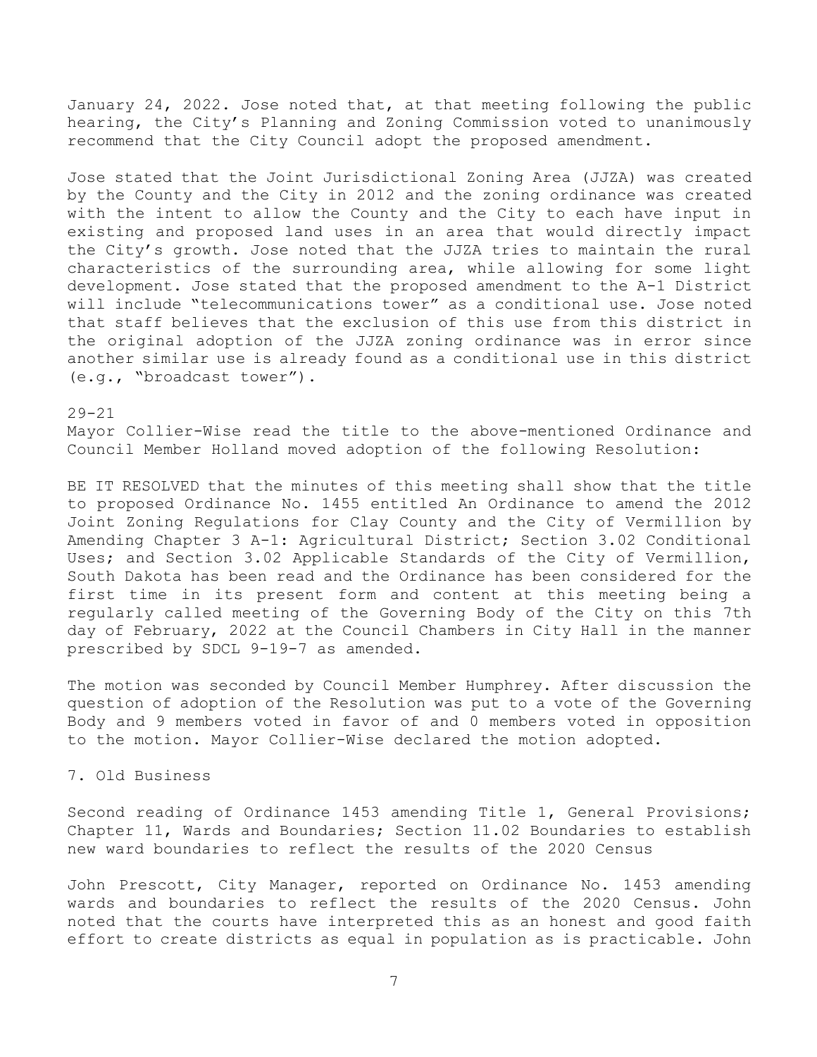January 24, 2022. Jose noted that, at that meeting following the public hearing, the City's Planning and Zoning Commission voted to unanimously recommend that the City Council adopt the proposed amendment.

Jose stated that the Joint Jurisdictional Zoning Area (JJZA) was created by the County and the City in 2012 and the zoning ordinance was created with the intent to allow the County and the City to each have input in existing and proposed land uses in an area that would directly impact the City's growth. Jose noted that the JJZA tries to maintain the rural characteristics of the surrounding area, while allowing for some light development. Jose stated that the proposed amendment to the A-1 District will include "telecommunications tower" as a conditional use. Jose noted that staff believes that the exclusion of this use from this district in the original adoption of the JJZA zoning ordinance was in error since another similar use is already found as a conditional use in this district (e.g., "broadcast tower").

29-21
Mayor Collier-Wise read the title to the above-mentioned Ordinance and Council Member Holland moved adoption of the following Resolution:

BE IT RESOLVED that the minutes of this meeting shall show that the title to proposed Ordinance No. 1455 entitled An Ordinance to amend the 2012 Joint Zoning Regulations for Clay County and the City of Vermillion by Amending Chapter 3 A-1: Agricultural District; Section 3.02 Conditional Uses; and Section 3.02 Applicable Standards of the City of Vermillion, South Dakota has been read and the Ordinance has been considered for the first time in its present form and content at this meeting being a regularly called meeting of the Governing Body of the City on this 7th day of February, 2022 at the Council Chambers in City Hall in the manner prescribed by SDCL 9-19-7 as amended.

The motion was seconded by Council Member Humphrey. After discussion the question of adoption of the Resolution was put to a vote of the Governing Body and 9 members voted in favor of and 0 members voted in opposition to the motion. Mayor Collier-Wise declared the motion adopted.

7. Old Business

Second reading of Ordinance 1453 amending Title 1, General Provisions; Chapter 11, Wards and Boundaries; Section 11.02 Boundaries to establish new ward boundaries to reflect the results of the 2020 Census

John Prescott, City Manager, reported on Ordinance No. 1453 amending wards and boundaries to reflect the results of the 2020 Census. John noted that the courts have interpreted this as an honest and good faith effort to create districts as equal in population as is practicable. John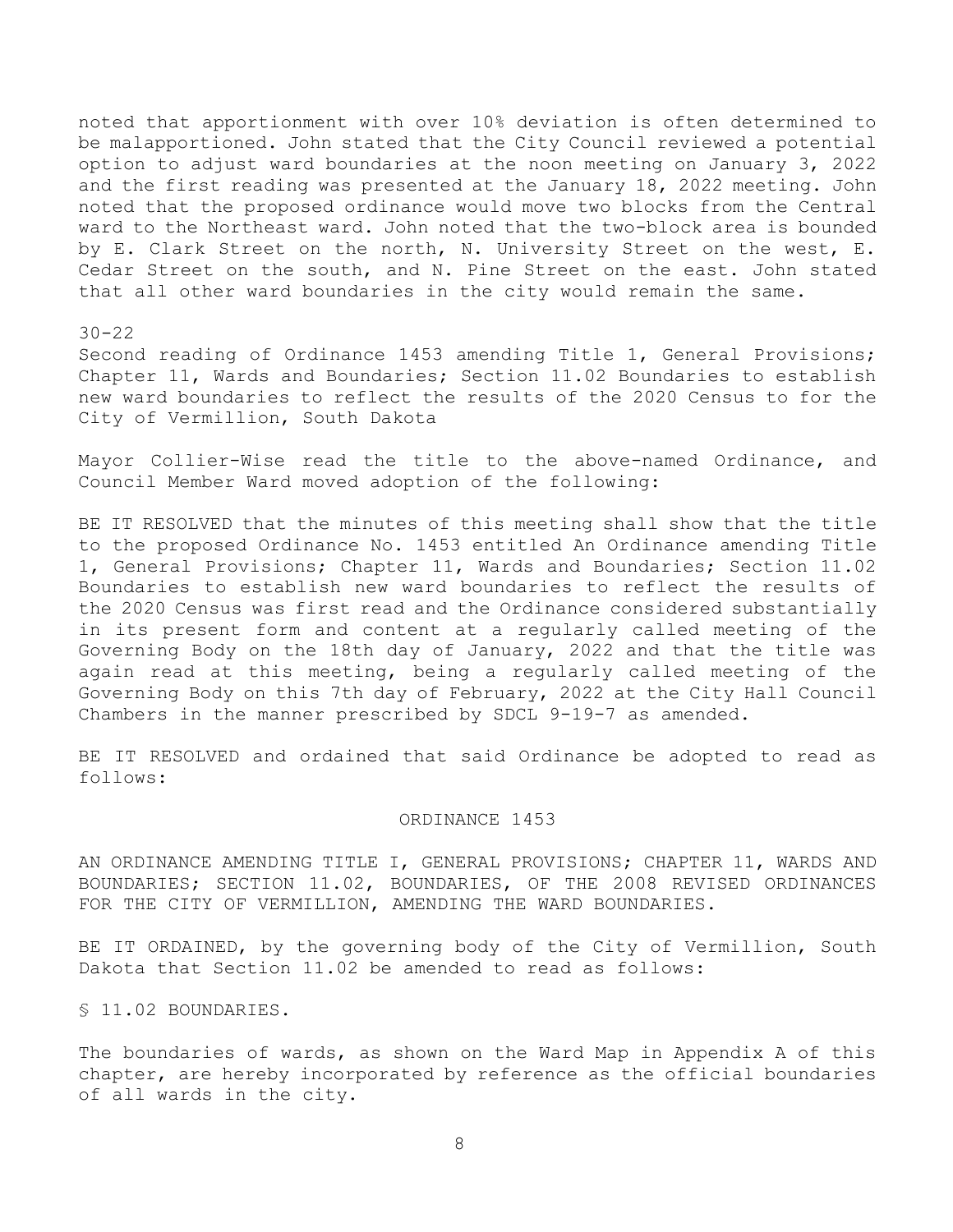noted that apportionment with over 10% deviation is often determined to be malapportioned. John stated that the City Council reviewed a potential option to adjust ward boundaries at the noon meeting on January 3, 2022 and the first reading was presented at the January 18, 2022 meeting. John noted that the proposed ordinance would move two blocks from the Central ward to the Northeast ward. John noted that the two-block area is bounded by E. Clark Street on the north, N. University Street on the west, E. Cedar Street on the south, and N. Pine Street on the east. John stated that all other ward boundaries in the city would remain the same.

30-22
Second reading of Ordinance 1453 amending Title 1, General Provisions; Chapter 11, Wards and Boundaries; Section 11.02 Boundaries to establish new ward boundaries to reflect the results of the 2020 Census to for the City of Vermillion, South Dakota

Mayor Collier-Wise read the title to the above-named Ordinance, and Council Member Ward moved adoption of the following:

BE IT RESOLVED that the minutes of this meeting shall show that the title to the proposed Ordinance No. 1453 entitled An Ordinance amending Title 1, General Provisions; Chapter 11, Wards and Boundaries; Section 11.02 Boundaries to establish new ward boundaries to reflect the results of the 2020 Census was first read and the Ordinance considered substantially in its present form and content at a regularly called meeting of the Governing Body on the 18th day of January, 2022 and that the title was again read at this meeting, being a regularly called meeting of the Governing Body on this 7th day of February, 2022 at the City Hall Council Chambers in the manner prescribed by SDCL 9-19-7 as amended.

BE IT RESOLVED and ordained that said Ordinance be adopted to read as follows:

ORDINANCE 1453

AN ORDINANCE AMENDING TITLE I, GENERAL PROVISIONS; CHAPTER 11, WARDS AND BOUNDARIES; SECTION 11.02, BOUNDARIES, OF THE 2008 REVISED ORDINANCES FOR THE CITY OF VERMILLION, AMENDING THE WARD BOUNDARIES.

BE IT ORDAINED, by the governing body of the City of Vermillion, South Dakota that Section 11.02 be amended to read as follows:

§ 11.02 BOUNDARIES.

The boundaries of wards, as shown on the Ward Map in Appendix A of this chapter, are hereby incorporated by reference as the official boundaries of all wards in the city.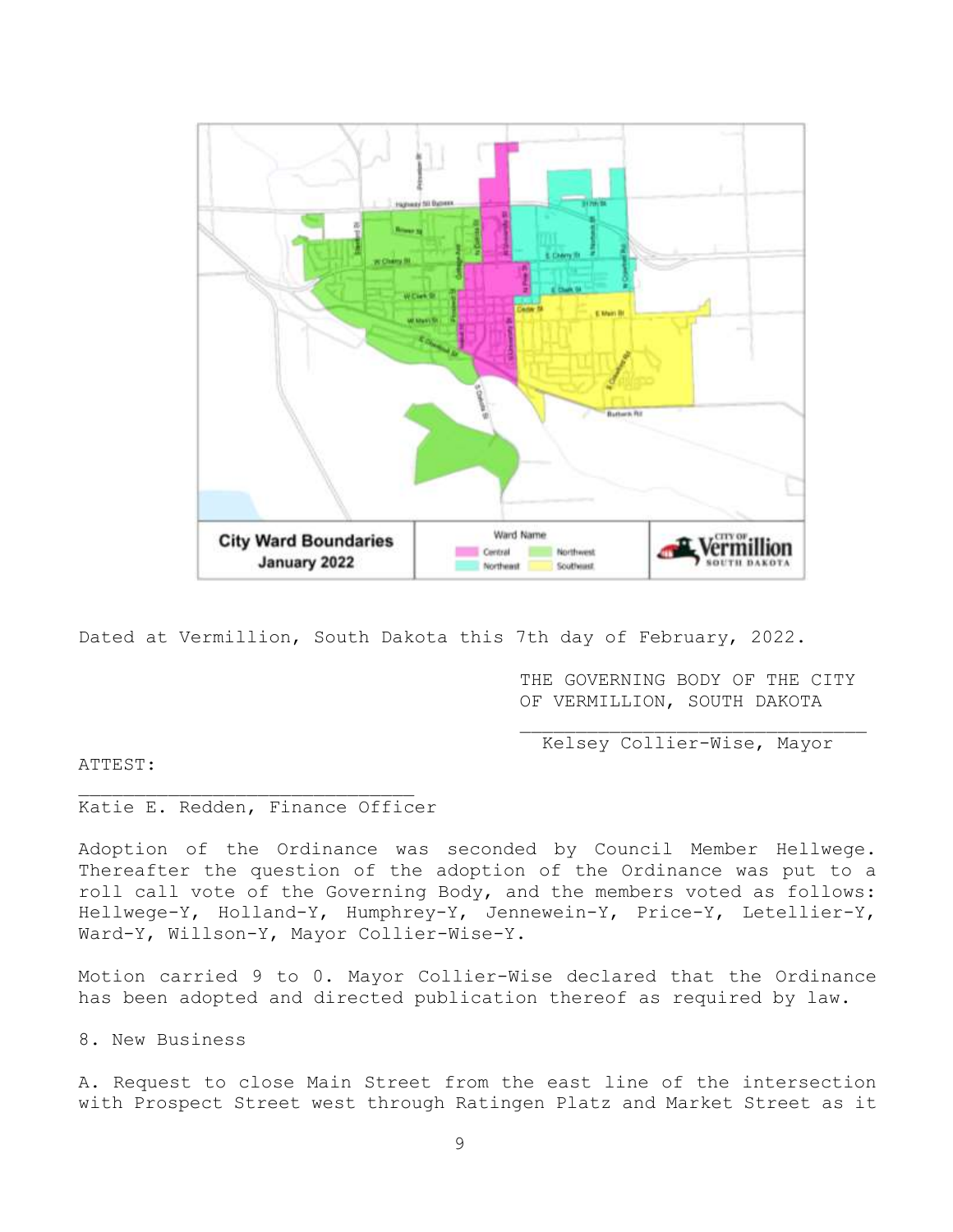Dated at Vermillion, South Dakota this 7th day of February, 2022.

THE GOVERNING BODY OF THE CITY OF VERMILLION, SOUTH DAKOTA

_______________________________
Kelsey Collier-Wise, Mayor

ATTEST:

_______________________________
Katie E. Redden, Finance Officer

Adoption of the Ordinance was seconded by Council Member Hellwege. Thereafter the question of the adoption of the Ordinance was put to a roll call vote of the Governing Body, and the members voted as follows: Hellwege-Y, Holland-Y, Humphrey-Y, Jennewein-Y, Price-Y, Letellier-Y, Ward-Y, Willson-Y, Mayor Collier-Wise-Y.

Motion carried 9 to 0. Mayor Collier-Wise declared that the Ordinance has been adopted and directed publication thereof as required by law.

8. New Business

A. Request to close Main Street from the east line of the intersection with Prospect Street west through Ratingen Platz and Market Street as it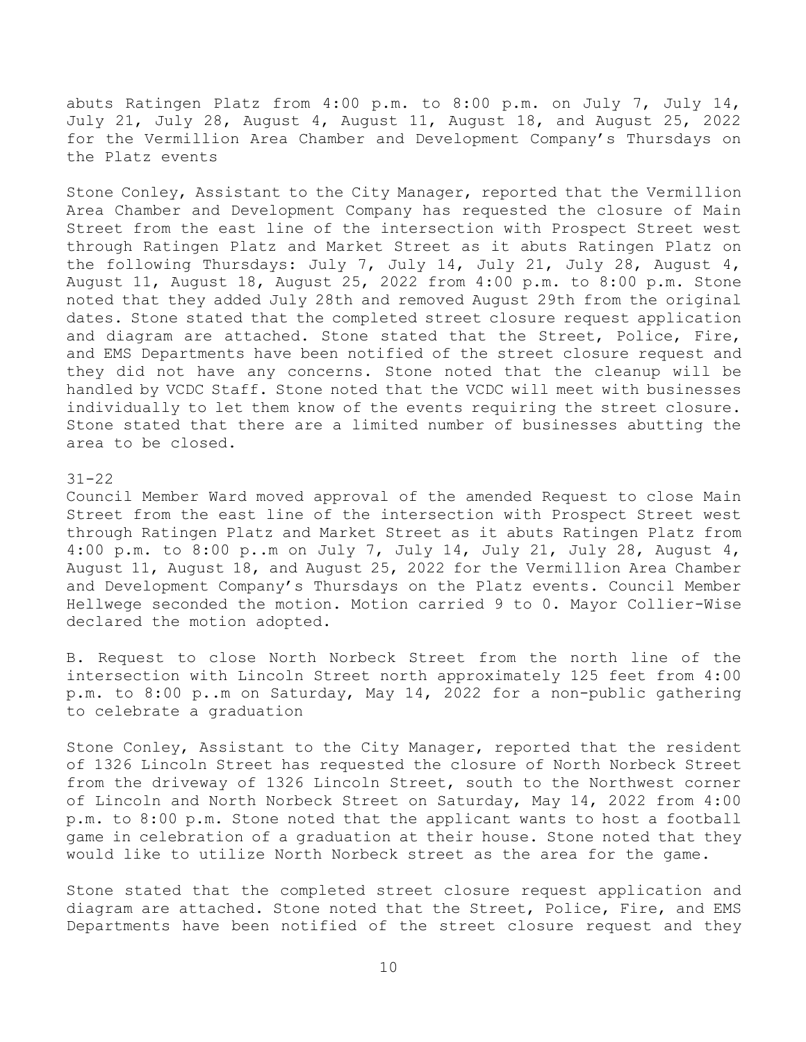abuts Ratingen Platz from 4:00 p.m. to 8:00 p.m. on July 7, July 14, July 21, July 28, August 4, August 11, August 18, and August 25, 2022 for the Vermillion Area Chamber and Development Company's Thursdays on the Platz events

Stone Conley, Assistant to the City Manager, reported that the Vermillion Area Chamber and Development Company has requested the closure of Main Street from the east line of the intersection with Prospect Street west through Ratingen Platz and Market Street as it abuts Ratingen Platz on the following Thursdays: July 7, July 14, July 21, July 28, August 4, August 11, August 18, August 25, 2022 from 4:00 p.m. to 8:00 p.m. Stone noted that they added July 28th and removed August 29th from the original dates. Stone stated that the completed street closure request application and diagram are attached. Stone stated that the Street, Police, Fire, and EMS Departments have been notified of the street closure request and they did not have any concerns. Stone noted that the cleanup will be handled by VCDC Staff. Stone noted that the VCDC will meet with businesses individually to let them know of the events requiring the street closure. Stone stated that there are a limited number of businesses abutting the area to be closed.

31-22
Council Member Ward moved approval of the amended Request to close Main Street from the east line of the intersection with Prospect Street west through Ratingen Platz and Market Street as it abuts Ratingen Platz from 4:00 p.m. to 8:00 p..m on July 7, July 14, July 21, July 28, August 4, August 11, August 18, and August 25, 2022 for the Vermillion Area Chamber and Development Company's Thursdays on the Platz events. Council Member Hellwege seconded the motion. Motion carried 9 to 0. Mayor Collier-Wise declared the motion adopted.

B. Request to close North Norbeck Street from the north line of the intersection with Lincoln Street north approximately 125 feet from 4:00 p.m. to 8:00 p..m on Saturday, May 14, 2022 for a non-public gathering to celebrate a graduation

Stone Conley, Assistant to the City Manager, reported that the resident of 1326 Lincoln Street has requested the closure of North Norbeck Street from the driveway of 1326 Lincoln Street, south to the Northwest corner of Lincoln and North Norbeck Street on Saturday, May 14, 2022 from 4:00 p.m. to 8:00 p.m. Stone noted that the applicant wants to host a football game in celebration of a graduation at their house. Stone noted that they would like to utilize North Norbeck street as the area for the game.

Stone stated that the completed street closure request application and diagram are attached. Stone noted that the Street, Police, Fire, and EMS Departments have been notified of the street closure request and they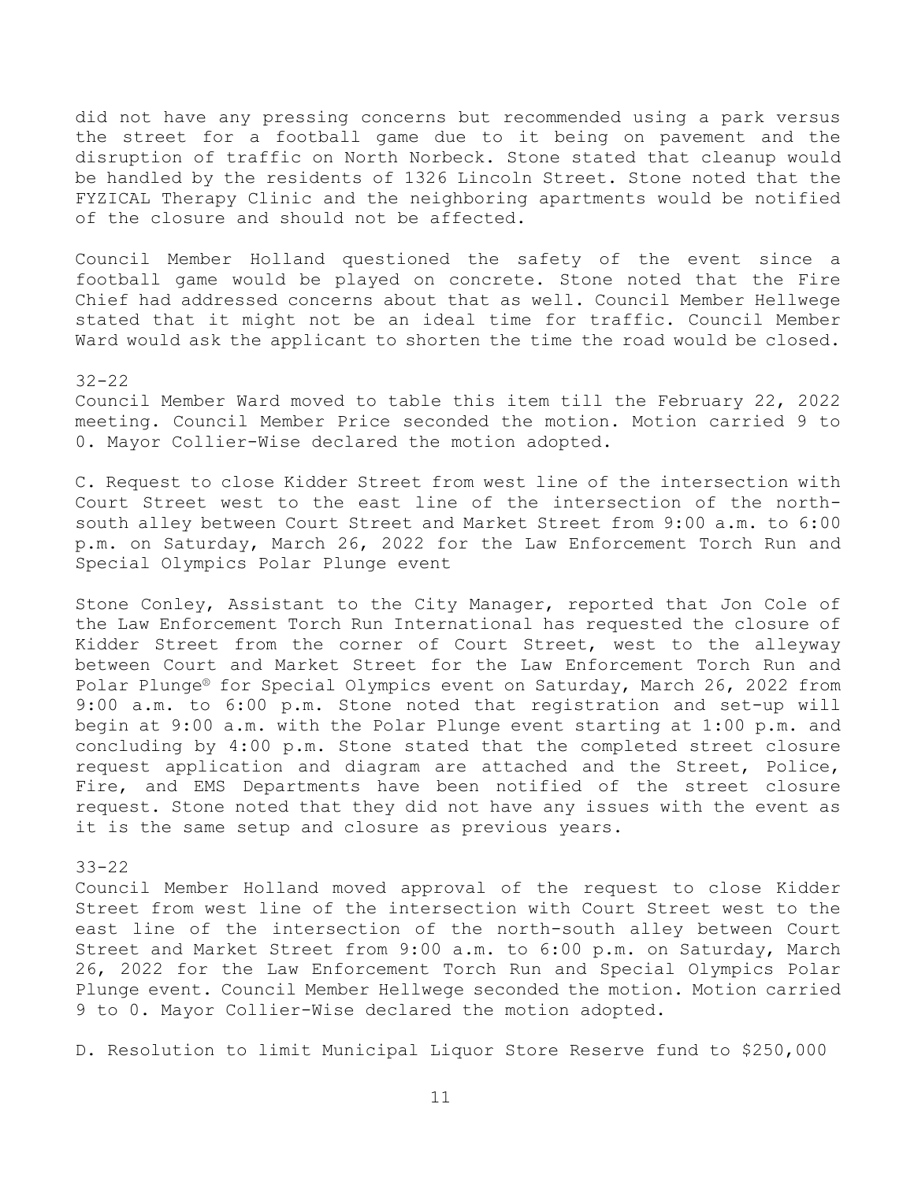did not have any pressing concerns but recommended using a park versus the street for a football game due to it being on pavement and the disruption of traffic on North Norbeck. Stone stated that cleanup would be handled by the residents of 1326 Lincoln Street. Stone noted that the FYZICAL Therapy Clinic and the neighboring apartments would be notified of the closure and should not be affected.

Council Member Holland questioned the safety of the event since a football game would be played on concrete. Stone noted that the Fire Chief had addressed concerns about that as well. Council Member Hellwege stated that it might not be an ideal time for traffic. Council Member Ward would ask the applicant to shorten the time the road would be closed.

32-22

Council Member Ward moved to table this item till the February 22, 2022 meeting. Council Member Price seconded the motion. Motion carried 9 to 0. Mayor Collier-Wise declared the motion adopted.

C. Request to close Kidder Street from west line of the intersection with Court Street west to the east line of the intersection of the north-south alley between Court Street and Market Street from 9:00 a.m. to 6:00 p.m. on Saturday, March 26, 2022 for the Law Enforcement Torch Run and Special Olympics Polar Plunge event

Stone Conley, Assistant to the City Manager, reported that Jon Cole of the Law Enforcement Torch Run International has requested the closure of Kidder Street from the corner of Court Street, west to the alleyway between Court and Market Street for the Law Enforcement Torch Run and Polar Plunge® for Special Olympics event on Saturday, March 26, 2022 from 9:00 a.m. to 6:00 p.m. Stone noted that registration and set-up will begin at 9:00 a.m. with the Polar Plunge event starting at 1:00 p.m. and concluding by 4:00 p.m. Stone stated that the completed street closure request application and diagram are attached and the Street, Police, Fire, and EMS Departments have been notified of the street closure request. Stone noted that they did not have any issues with the event as it is the same setup and closure as previous years.

33-22

Council Member Holland moved approval of the request to close Kidder Street from west line of the intersection with Court Street west to the east line of the intersection of the north-south alley between Court Street and Market Street from 9:00 a.m. to 6:00 p.m. on Saturday, March 26, 2022 for the Law Enforcement Torch Run and Special Olympics Polar Plunge event. Council Member Hellwege seconded the motion. Motion carried 9 to 0. Mayor Collier-Wise declared the motion adopted.

D. Resolution to limit Municipal Liquor Store Reserve fund to $250,000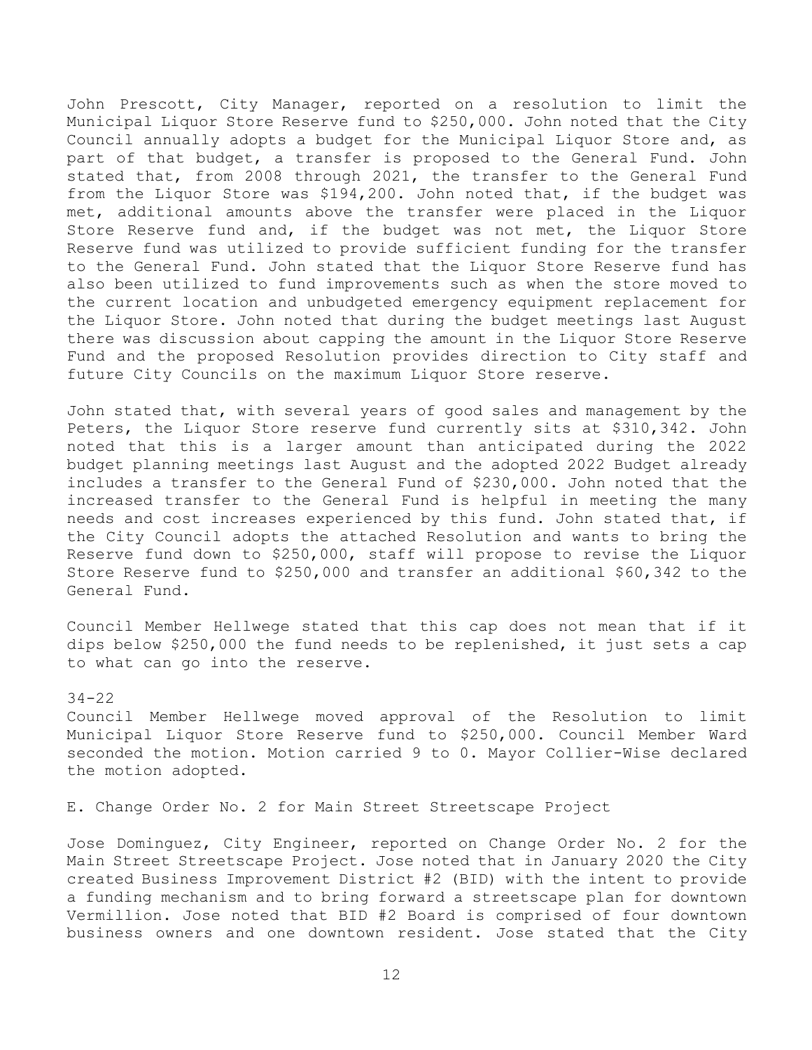John Prescott, City Manager, reported on a resolution to limit the Municipal Liquor Store Reserve fund to $250,000. John noted that the City Council annually adopts a budget for the Municipal Liquor Store and, as part of that budget, a transfer is proposed to the General Fund. John stated that, from 2008 through 2021, the transfer to the General Fund from the Liquor Store was $194,200. John noted that, if the budget was met, additional amounts above the transfer were placed in the Liquor Store Reserve fund and, if the budget was not met, the Liquor Store Reserve fund was utilized to provide sufficient funding for the transfer to the General Fund. John stated that the Liquor Store Reserve fund has also been utilized to fund improvements such as when the store moved to the current location and unbudgeted emergency equipment replacement for the Liquor Store. John noted that during the budget meetings last August there was discussion about capping the amount in the Liquor Store Reserve Fund and the proposed Resolution provides direction to City staff and future City Councils on the maximum Liquor Store reserve.

John stated that, with several years of good sales and management by the Peters, the Liquor Store reserve fund currently sits at $310,342. John noted that this is a larger amount than anticipated during the 2022 budget planning meetings last August and the adopted 2022 Budget already includes a transfer to the General Fund of $230,000. John noted that the increased transfer to the General Fund is helpful in meeting the many needs and cost increases experienced by this fund. John stated that, if the City Council adopts the attached Resolution and wants to bring the Reserve fund down to $250,000, staff will propose to revise the Liquor Store Reserve fund to $250,000 and transfer an additional $60,342 to the General Fund.

Council Member Hellwege stated that this cap does not mean that if it dips below $250,000 the fund needs to be replenished, it just sets a cap to what can go into the reserve.

34-22
Council Member Hellwege moved approval of the Resolution to limit Municipal Liquor Store Reserve fund to $250,000. Council Member Ward seconded the motion. Motion carried 9 to 0. Mayor Collier-Wise declared the motion adopted.

E. Change Order No. 2 for Main Street Streetscape Project

Jose Dominguez, City Engineer, reported on Change Order No. 2 for the Main Street Streetscape Project. Jose noted that in January 2020 the City created Business Improvement District #2 (BID) with the intent to provide a funding mechanism and to bring forward a streetscape plan for downtown Vermillion. Jose noted that BID #2 Board is comprised of four downtown business owners and one downtown resident. Jose stated that the City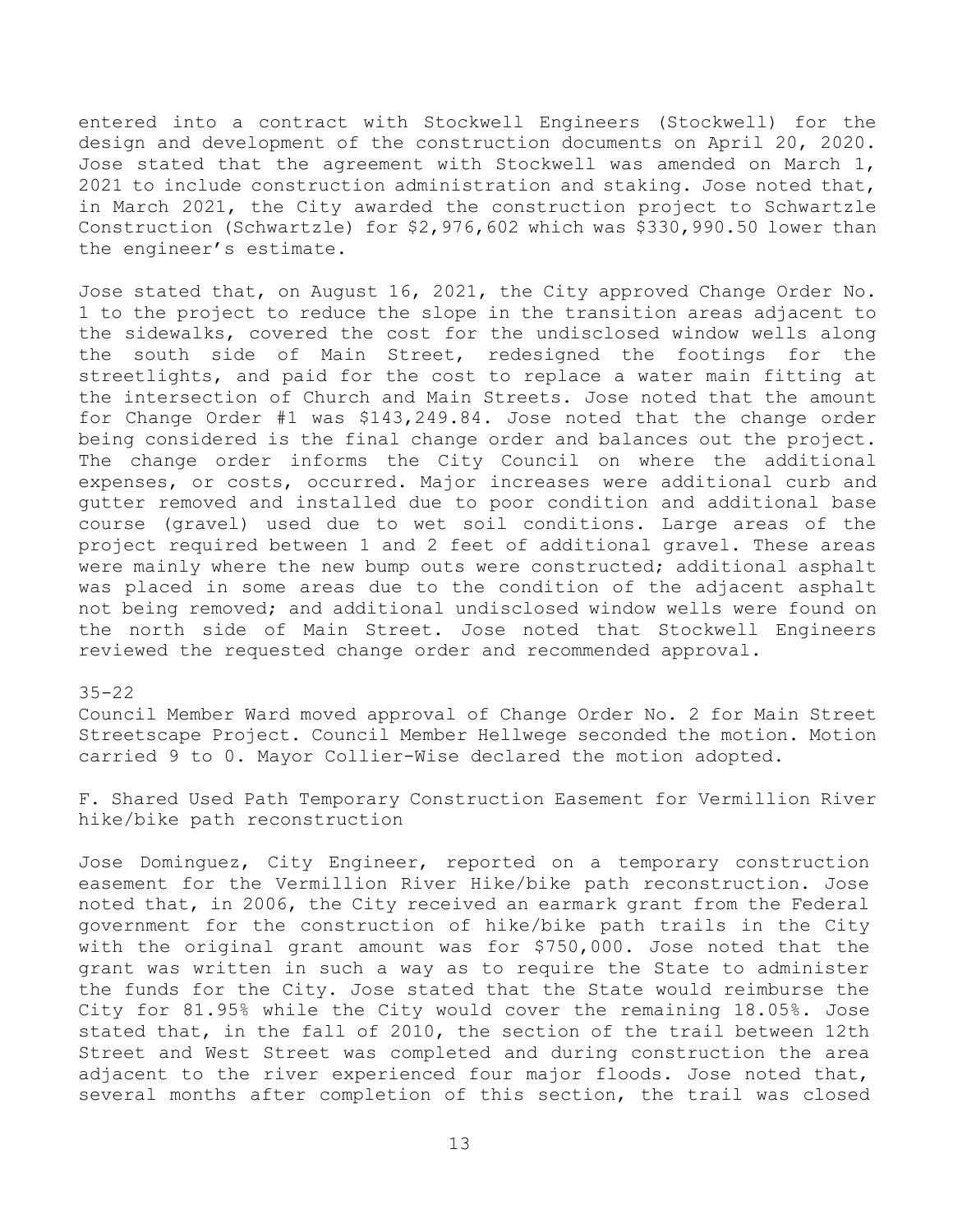entered into a contract with Stockwell Engineers (Stockwell) for the design and development of the construction documents on April 20, 2020. Jose stated that the agreement with Stockwell was amended on March 1, 2021 to include construction administration and staking. Jose noted that, in March 2021, the City awarded the construction project to Schwartzle Construction (Schwartzle) for $2,976,602 which was $330,990.50 lower than the engineer's estimate.

Jose stated that, on August 16, 2021, the City approved Change Order No. 1 to the project to reduce the slope in the transition areas adjacent to the sidewalks, covered the cost for the undisclosed window wells along the south side of Main Street, redesigned the footings for the streetlights, and paid for the cost to replace a water main fitting at the intersection of Church and Main Streets. Jose noted that the amount for Change Order #1 was $143,249.84. Jose noted that the change order being considered is the final change order and balances out the project. The change order informs the City Council on where the additional expenses, or costs, occurred. Major increases were additional curb and gutter removed and installed due to poor condition and additional base course (gravel) used due to wet soil conditions. Large areas of the project required between 1 and 2 feet of additional gravel. These areas were mainly where the new bump outs were constructed; additional asphalt was placed in some areas due to the condition of the adjacent asphalt not being removed; and additional undisclosed window wells were found on the north side of Main Street. Jose noted that Stockwell Engineers reviewed the requested change order and recommended approval.

35-22

Council Member Ward moved approval of Change Order No. 2 for Main Street Streetscape Project. Council Member Hellwege seconded the motion. Motion carried 9 to 0. Mayor Collier-Wise declared the motion adopted.

F. Shared Used Path Temporary Construction Easement for Vermillion River hike/bike path reconstruction

Jose Dominguez, City Engineer, reported on a temporary construction easement for the Vermillion River Hike/bike path reconstruction. Jose noted that, in 2006, the City received an earmark grant from the Federal government for the construction of hike/bike path trails in the City with the original grant amount was for $750,000. Jose noted that the grant was written in such a way as to require the State to administer the funds for the City. Jose stated that the State would reimburse the City for 81.95% while the City would cover the remaining 18.05%. Jose stated that, in the fall of 2010, the section of the trail between 12th Street and West Street was completed and during construction the area adjacent to the river experienced four major floods. Jose noted that, several months after completion of this section, the trail was closed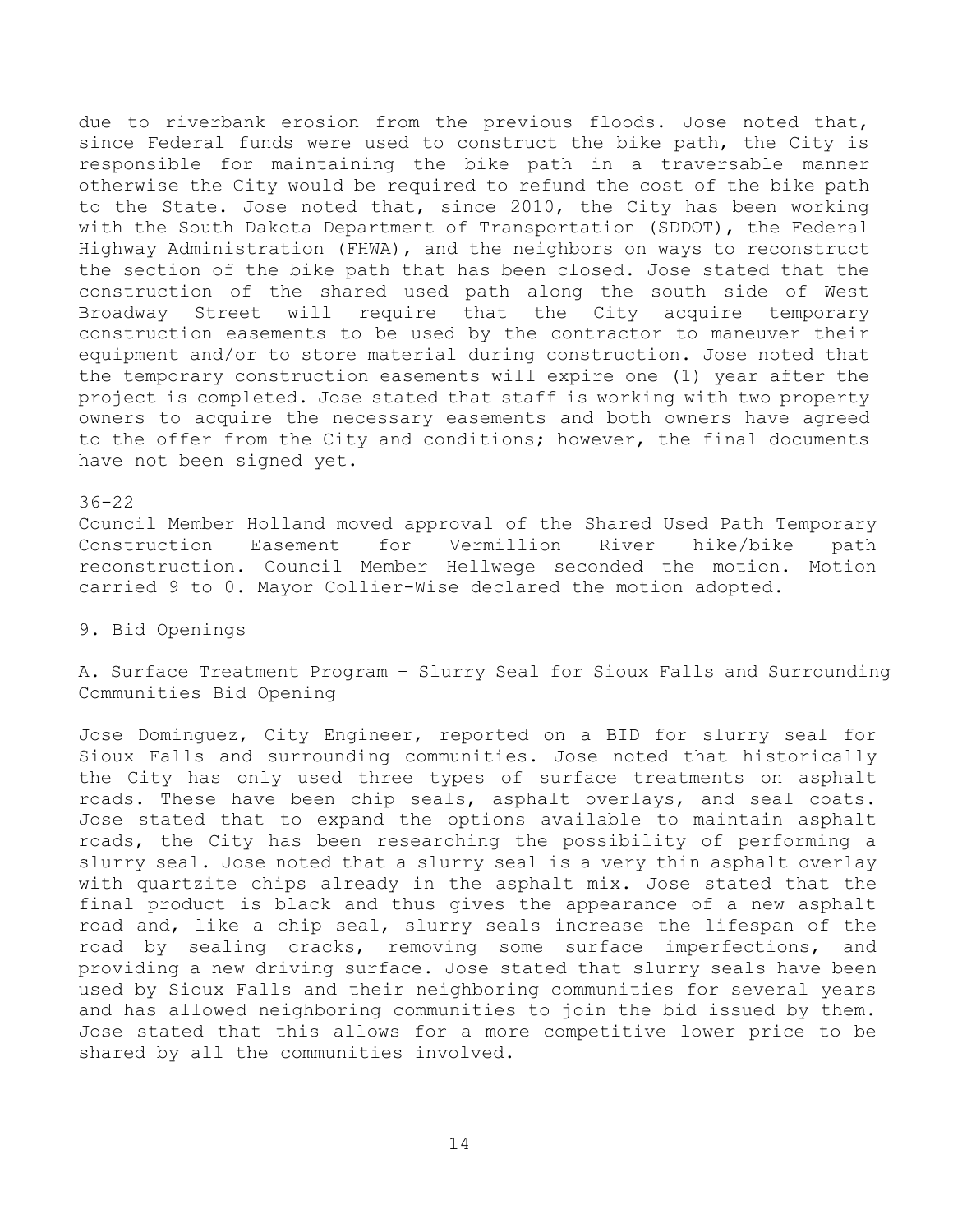due to riverbank erosion from the previous floods. Jose noted that, since Federal funds were used to construct the bike path, the City is responsible for maintaining the bike path in a traversable manner otherwise the City would be required to refund the cost of the bike path to the State. Jose noted that, since 2010, the City has been working with the South Dakota Department of Transportation (SDDOT), the Federal Highway Administration (FHWA), and the neighbors on ways to reconstruct the section of the bike path that has been closed. Jose stated that the construction of the shared used path along the south side of West Broadway Street will require that the City acquire temporary construction easements to be used by the contractor to maneuver their equipment and/or to store material during construction. Jose noted that the temporary construction easements will expire one (1) year after the project is completed. Jose stated that staff is working with two property owners to acquire the necessary easements and both owners have agreed to the offer from the City and conditions; however, the final documents have not been signed yet.

36-22
Council Member Holland moved approval of the Shared Used Path Temporary Construction Easement for Vermillion River hike/bike path reconstruction. Council Member Hellwege seconded the motion. Motion carried 9 to 0. Mayor Collier-Wise declared the motion adopted.

9. Bid Openings

A. Surface Treatment Program – Slurry Seal for Sioux Falls and Surrounding Communities Bid Opening

Jose Dominguez, City Engineer, reported on a BID for slurry seal for Sioux Falls and surrounding communities. Jose noted that historically the City has only used three types of surface treatments on asphalt roads. These have been chip seals, asphalt overlays, and seal coats. Jose stated that to expand the options available to maintain asphalt roads, the City has been researching the possibility of performing a slurry seal. Jose noted that a slurry seal is a very thin asphalt overlay with quartzite chips already in the asphalt mix. Jose stated that the final product is black and thus gives the appearance of a new asphalt road and, like a chip seal, slurry seals increase the lifespan of the road by sealing cracks, removing some surface imperfections, and providing a new driving surface. Jose stated that slurry seals have been used by Sioux Falls and their neighboring communities for several years and has allowed neighboring communities to join the bid issued by them. Jose stated that this allows for a more competitive lower price to be shared by all the communities involved.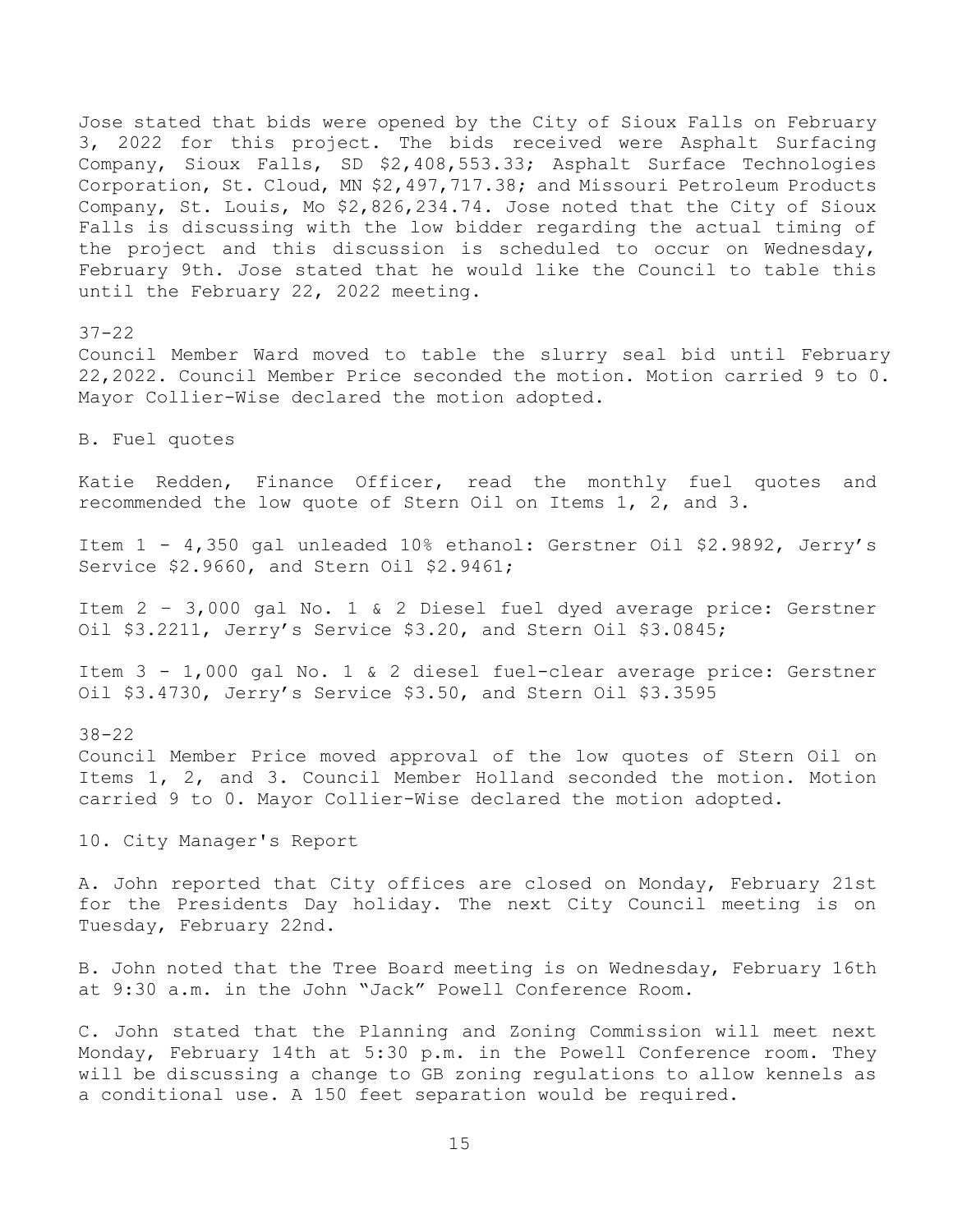Jose stated that bids were opened by the City of Sioux Falls on February 3, 2022 for this project. The bids received were Asphalt Surfacing Company, Sioux Falls, SD $2,408,553.33; Asphalt Surface Technologies Corporation, St. Cloud, MN $2,497,717.38; and Missouri Petroleum Products Company, St. Louis, Mo $2,826,234.74. Jose noted that the City of Sioux Falls is discussing with the low bidder regarding the actual timing of the project and this discussion is scheduled to occur on Wednesday, February 9th. Jose stated that he would like the Council to table this until the February 22, 2022 meeting.

37-22
Council Member Ward moved to table the slurry seal bid until February 22,2022. Council Member Price seconded the motion. Motion carried 9 to 0. Mayor Collier-Wise declared the motion adopted.

B. Fuel quotes

Katie Redden, Finance Officer, read the monthly fuel quotes and recommended the low quote of Stern Oil on Items 1, 2, and 3.

Item 1 - 4,350 gal unleaded 10% ethanol: Gerstner Oil $2.9892, Jerry's Service $2.9660, and Stern Oil $2.9461;

Item 2 – 3,000 gal No. 1 & 2 Diesel fuel dyed average price: Gerstner Oil $3.2211, Jerry's Service $3.20, and Stern Oil $3.0845;

Item 3 - 1,000 gal No. 1 & 2 diesel fuel-clear average price: Gerstner Oil $3.4730, Jerry's Service $3.50, and Stern Oil $3.3595

38-22
Council Member Price moved approval of the low quotes of Stern Oil on Items 1, 2, and 3. Council Member Holland seconded the motion. Motion carried 9 to 0. Mayor Collier-Wise declared the motion adopted.

10. City Manager's Report

A. John reported that City offices are closed on Monday, February 21st for the Presidents Day holiday. The next City Council meeting is on Tuesday, February 22nd.

B. John noted that the Tree Board meeting is on Wednesday, February 16th at 9:30 a.m. in the John "Jack" Powell Conference Room.

C. John stated that the Planning and Zoning Commission will meet next Monday, February 14th at 5:30 p.m. in the Powell Conference room. They will be discussing a change to GB zoning regulations to allow kennels as a conditional use. A 150 feet separation would be required.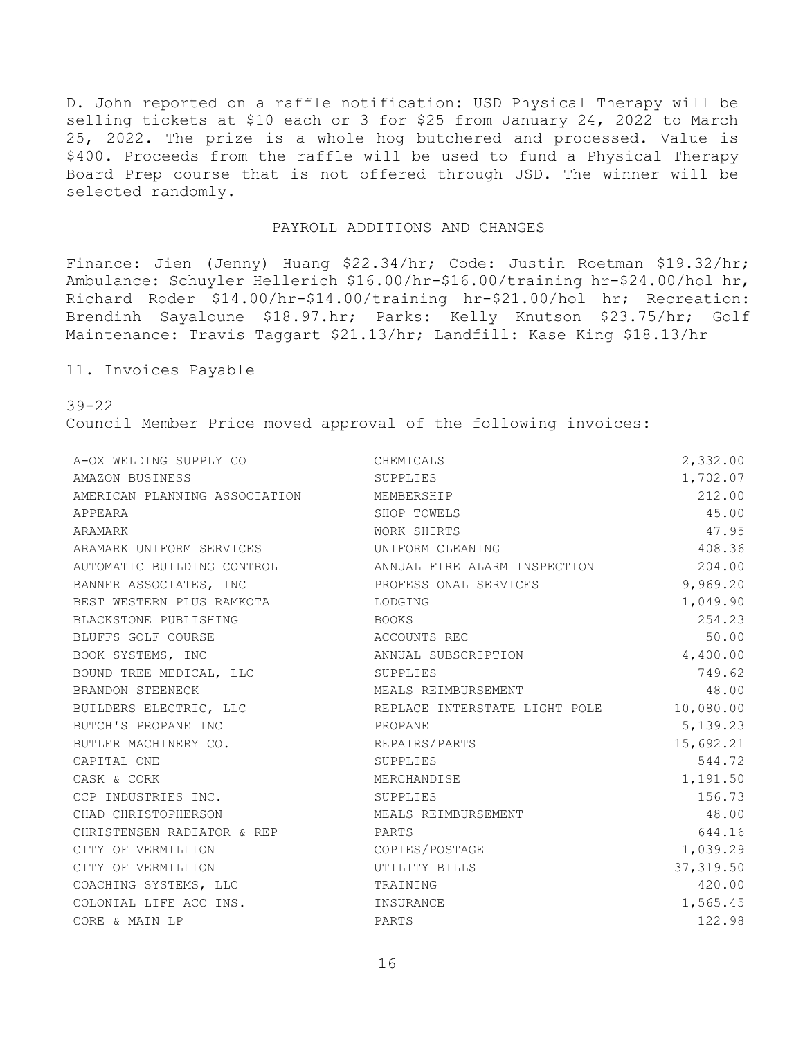D. John reported on a raffle notification: USD Physical Therapy will be selling tickets at $10 each or 3 for $25 from January 24, 2022 to March 25, 2022. The prize is a whole hog butchered and processed. Value is $400. Proceeds from the raffle will be used to fund a Physical Therapy Board Prep course that is not offered through USD. The winner will be selected randomly.

## PAYROLL ADDITIONS AND CHANGES

Finance: Jien (Jenny) Huang $22.34/hr; Code: Justin Roetman $19.32/hr; Ambulance: Schuyler Hellerich $16.00/hr-$16.00/training hr-$24.00/hol hr, Richard Roder $14.00/hr-$14.00/training hr-$21.00/hol hr; Recreation: Brendinh Sayaloune $18.97.hr; Parks: Kelly Knutson $23.75/hr; Golf Maintenance: Travis Taggart $21.13/hr; Landfill: Kase King $18.13/hr

11. Invoices Payable

39-22
Council Member Price moved approval of the following invoices:

| | | |
|---|---|---:|
| A-OX WELDING SUPPLY CO | CHEMICALS | 2,332.00 |
| AMAZON BUSINESS | SUPPLIES | 1,702.07 |
| AMERICAN PLANNING ASSOCIATION | MEMBERSHIP | 212.00 |
| APPEARA | SHOP TOWELS | 45.00 |
| ARAMARK | WORK SHIRTS | 47.95 |
| ARAMARK UNIFORM SERVICES | UNIFORM CLEANING | 408.36 |
| AUTOMATIC BUILDING CONTROL | ANNUAL FIRE ALARM INSPECTION | 204.00 |
| BANNER ASSOCIATES, INC | PROFESSIONAL SERVICES | 9,969.20 |
| BEST WESTERN PLUS RAMKOTA | LODGING | 1,049.90 |
| BLACKSTONE PUBLISHING | BOOKS | 254.23 |
| BLUFFS GOLF COURSE | ACCOUNTS REC | 50.00 |
| BOOK SYSTEMS, INC | ANNUAL SUBSCRIPTION | 4,400.00 |
| BOUND TREE MEDICAL, LLC | SUPPLIES | 749.62 |
| BRANDON STEENECK | MEALS REIMBURSEMENT | 48.00 |
| BUILDERS ELECTRIC, LLC | REPLACE INTERSTATE LIGHT POLE | 10,080.00 |
| BUTCH'S PROPANE INC | PROPANE | 5,139.23 |
| BUTLER MACHINERY CO. | REPAIRS/PARTS | 15,692.21 |
| CAPITAL ONE | SUPPLIES | 544.72 |
| CASK & CORK | MERCHANDISE | 1,191.50 |
| CCP INDUSTRIES INC. | SUPPLIES | 156.73 |
| CHAD CHRISTOPHERSON | MEALS REIMBURSEMENT | 48.00 |
| CHRISTENSEN RADIATOR & REP | PARTS | 644.16 |
| CITY OF VERMILLION | COPIES/POSTAGE | 1,039.29 |
| CITY OF VERMILLION | UTILITY BILLS | 37,319.50 |
| COACHING SYSTEMS, LLC | TRAINING | 420.00 |
| COLONIAL LIFE ACC INS. | INSURANCE | 1,565.45 |
| CORE & MAIN LP | PARTS | 122.98 |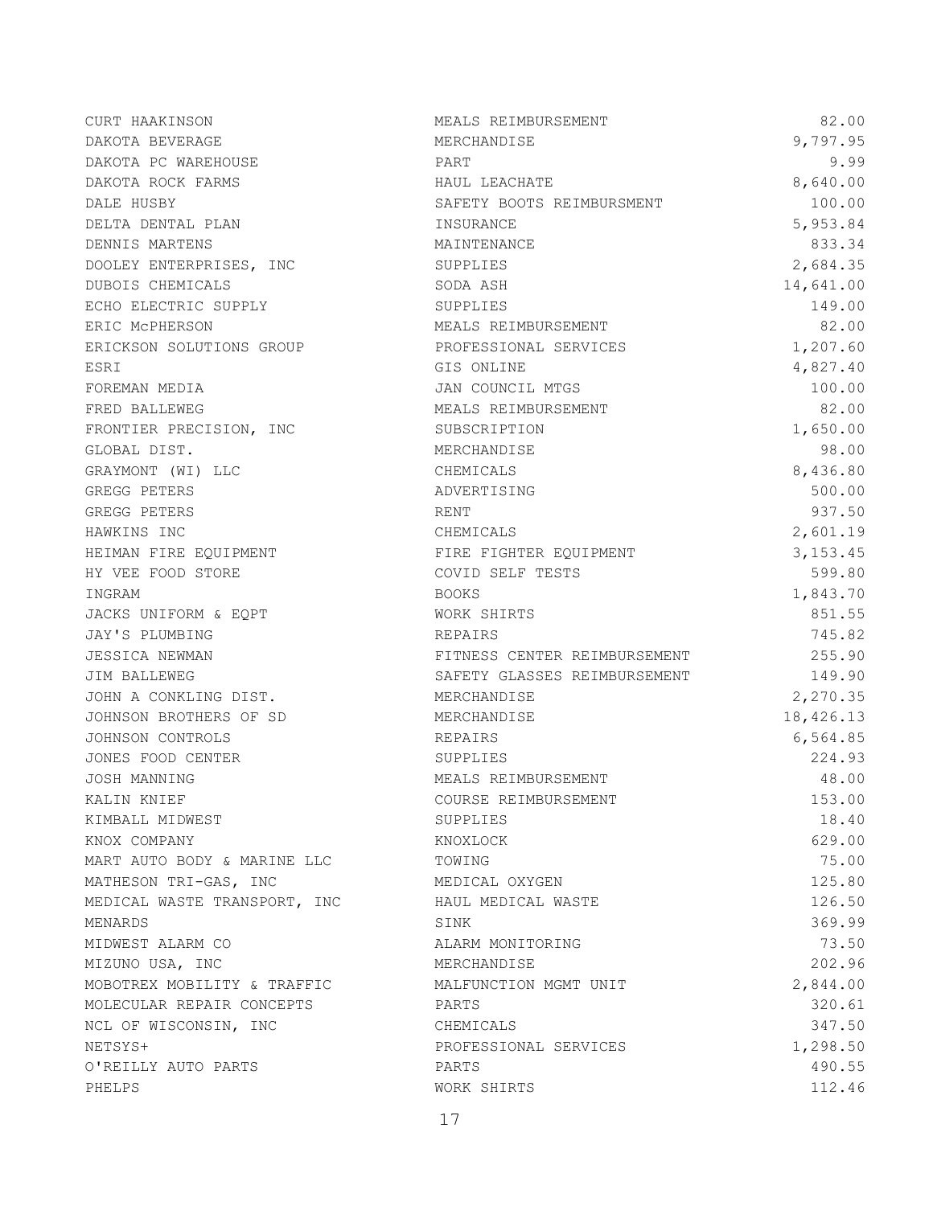| | | |
|---|---|---|
| CURT HAAKINSON | MEALS REIMBURSEMENT | 82.00 |
| DAKOTA BEVERAGE | MERCHANDISE | 9,797.95 |
| DAKOTA PC WAREHOUSE | PART | 9.99 |
| DAKOTA ROCK FARMS | HAUL LEACHATE | 8,640.00 |
| DALE HUSBY | SAFETY BOOTS REIMBURSMENT | 100.00 |
| DELTA DENTAL PLAN | INSURANCE | 5,953.84 |
| DENNIS MARTENS | MAINTENANCE | 833.34 |
| DOOLEY ENTERPRISES, INC | SUPPLIES | 2,684.35 |
| DUBOIS CHEMICALS | SODA ASH | 14,641.00 |
| ECHO ELECTRIC SUPPLY | SUPPLIES | 149.00 |
| ERIC McPHERSON | MEALS REIMBURSEMENT | 82.00 |
| ERICKSON SOLUTIONS GROUP | PROFESSIONAL SERVICES | 1,207.60 |
| ESRI | GIS ONLINE | 4,827.40 |
| FOREMAN MEDIA | JAN COUNCIL MTGS | 100.00 |
| FRED BALLEWEG | MEALS REIMBURSEMENT | 82.00 |
| FRONTIER PRECISION, INC | SUBSCRIPTION | 1,650.00 |
| GLOBAL DIST. | MERCHANDISE | 98.00 |
| GRAYMONT (WI) LLC | CHEMICALS | 8,436.80 |
| GREGG PETERS | ADVERTISING | 500.00 |
| GREGG PETERS | RENT | 937.50 |
| HAWKINS INC | CHEMICALS | 2,601.19 |
| HEIMAN FIRE EQUIPMENT | FIRE FIGHTER EQUIPMENT | 3,153.45 |
| HY VEE FOOD STORE | COVID SELF TESTS | 599.80 |
| INGRAM | BOOKS | 1,843.70 |
| JACKS UNIFORM & EQPT | WORK SHIRTS | 851.55 |
| JAY'S PLUMBING | REPAIRS | 745.82 |
| JESSICA NEWMAN | FITNESS CENTER REIMBURSEMENT | 255.90 |
| JIM BALLEWEG | SAFETY GLASSES REIMBURSEMENT | 149.90 |
| JOHN A CONKLING DIST. | MERCHANDISE | 2,270.35 |
| JOHNSON BROTHERS OF SD | MERCHANDISE | 18,426.13 |
| JOHNSON CONTROLS | REPAIRS | 6,564.85 |
| JONES FOOD CENTER | SUPPLIES | 224.93 |
| JOSH MANNING | MEALS REIMBURSEMENT | 48.00 |
| KALIN KNIEF | COURSE REIMBURSEMENT | 153.00 |
| KIMBALL MIDWEST | SUPPLIES | 18.40 |
| KNOX COMPANY | KNOXLOCK | 629.00 |
| MART AUTO BODY & MARINE LLC | TOWING | 75.00 |
| MATHESON TRI-GAS, INC | MEDICAL OXYGEN | 125.80 |
| MEDICAL WASTE TRANSPORT, INC | HAUL MEDICAL WASTE | 126.50 |
| MENARDS | SINK | 369.99 |
| MIDWEST ALARM CO | ALARM MONITORING | 73.50 |
| MIZUNO USA, INC | MERCHANDISE | 202.96 |
| MOBOTREX MOBILITY & TRAFFIC | MALFUNCTION MGMT UNIT | 2,844.00 |
| MOLECULAR REPAIR CONCEPTS | PARTS | 320.61 |
| NCL OF WISCONSIN, INC | CHEMICALS | 347.50 |
| NETSYS+ | PROFESSIONAL SERVICES | 1,298.50 |
| O'REILLY AUTO PARTS | PARTS | 490.55 |
| PHELPS | WORK SHIRTS | 112.46 |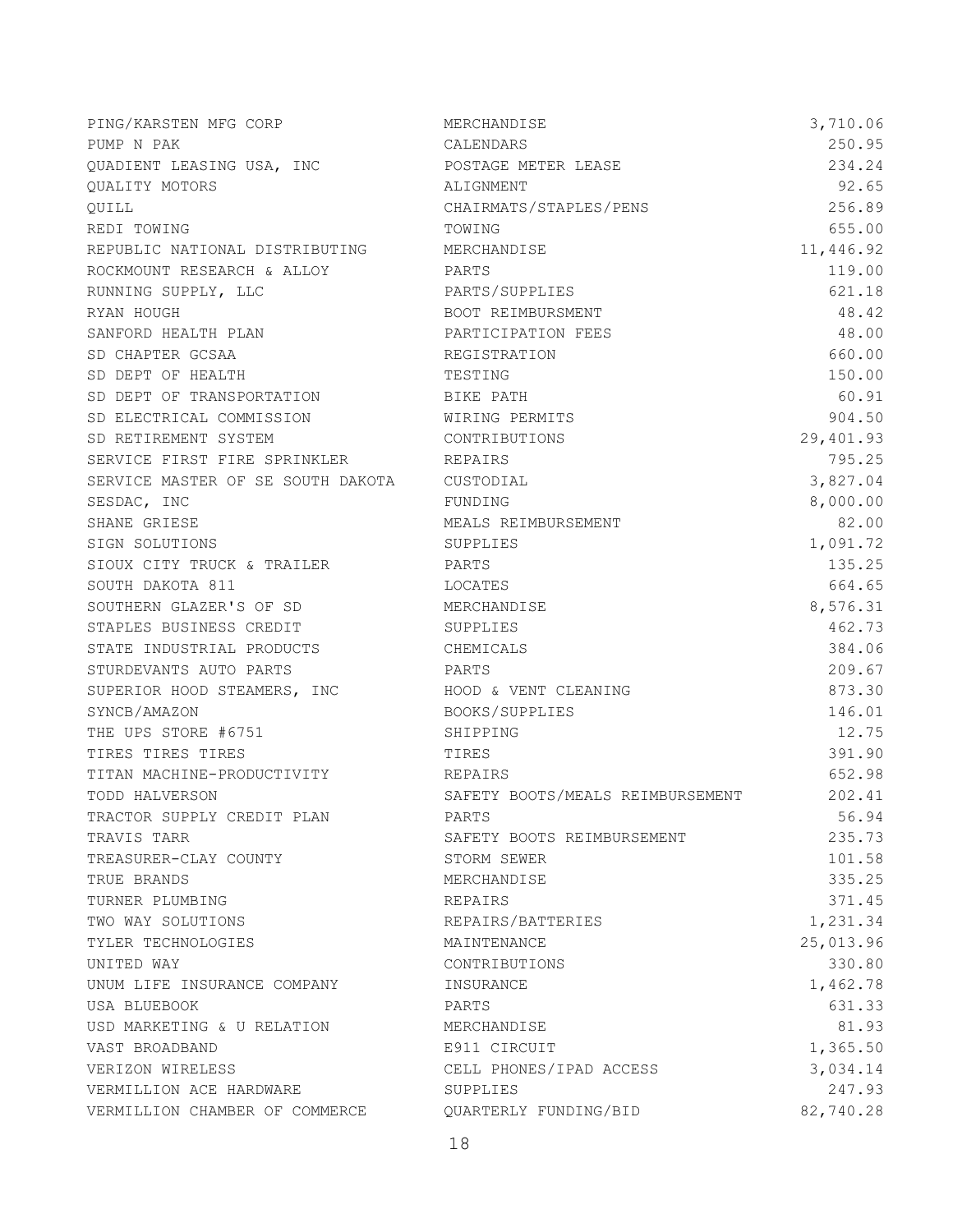| | | |
|---|---|---|
| PING/KARSTEN MFG CORP | MERCHANDISE | 3,710.06 |
| PUMP N PAK | CALENDARS | 250.95 |
| QUADIENT LEASING USA, INC | POSTAGE METER LEASE | 234.24 |
| QUALITY MOTORS | ALIGNMENT | 92.65 |
| QUILL | CHAIRMATS/STAPLES/PENS | 256.89 |
| REDI TOWING | TOWING | 655.00 |
| REPUBLIC NATIONAL DISTRIBUTING | MERCHANDISE | 11,446.92 |
| ROCKMOUNT RESEARCH & ALLOY | PARTS | 119.00 |
| RUNNING SUPPLY, LLC | PARTS/SUPPLIES | 621.18 |
| RYAN HOUGH | BOOT REIMBURSMENT | 48.42 |
| SANFORD HEALTH PLAN | PARTICIPATION FEES | 48.00 |
| SD CHAPTER GCSAA | REGISTRATION | 660.00 |
| SD DEPT OF HEALTH | TESTING | 150.00 |
| SD DEPT OF TRANSPORTATION | BIKE PATH | 60.91 |
| SD ELECTRICAL COMMISSION | WIRING PERMITS | 904.50 |
| SD RETIREMENT SYSTEM | CONTRIBUTIONS | 29,401.93 |
| SERVICE FIRST FIRE SPRINKLER | REPAIRS | 795.25 |
| SERVICE MASTER OF SE SOUTH DAKOTA | CUSTODIAL | 3,827.04 |
| SESDAC, INC | FUNDING | 8,000.00 |
| SHANE GRIESE | MEALS REIMBURSEMENT | 82.00 |
| SIGN SOLUTIONS | SUPPLIES | 1,091.72 |
| SIOUX CITY TRUCK & TRAILER | PARTS | 135.25 |
| SOUTH DAKOTA 811 | LOCATES | 664.65 |
| SOUTHERN GLAZER'S OF SD | MERCHANDISE | 8,576.31 |
| STAPLES BUSINESS CREDIT | SUPPLIES | 462.73 |
| STATE INDUSTRIAL PRODUCTS | CHEMICALS | 384.06 |
| STURDEVANTS AUTO PARTS | PARTS | 209.67 |
| SUPERIOR HOOD STEAMERS, INC | HOOD & VENT CLEANING | 873.30 |
| SYNCB/AMAZON | BOOKS/SUPPLIES | 146.01 |
| THE UPS STORE #6751 | SHIPPING | 12.75 |
| TIRES TIRES TIRES | TIRES | 391.90 |
| TITAN MACHINE-PRODUCTIVITY | REPAIRS | 652.98 |
| TODD HALVERSON | SAFETY BOOTS/MEALS REIMBURSEMENT | 202.41 |
| TRACTOR SUPPLY CREDIT PLAN | PARTS | 56.94 |
| TRAVIS TARR | SAFETY BOOTS REIMBURSEMENT | 235.73 |
| TREASURER-CLAY COUNTY | STORM SEWER | 101.58 |
| TRUE BRANDS | MERCHANDISE | 335.25 |
| TURNER PLUMBING | REPAIRS | 371.45 |
| TWO WAY SOLUTIONS | REPAIRS/BATTERIES | 1,231.34 |
| TYLER TECHNOLOGIES | MAINTENANCE | 25,013.96 |
| UNITED WAY | CONTRIBUTIONS | 330.80 |
| UNUM LIFE INSURANCE COMPANY | INSURANCE | 1,462.78 |
| USA BLUEBOOK | PARTS | 631.33 |
| USD MARKETING & U RELATION | MERCHANDISE | 81.93 |
| VAST BROADBAND | E911 CIRCUIT | 1,365.50 |
| VERIZON WIRELESS | CELL PHONES/IPAD ACCESS | 3,034.14 |
| VERMILLION ACE HARDWARE | SUPPLIES | 247.93 |
| VERMILLION CHAMBER OF COMMERCE | QUARTERLY FUNDING/BID | 82,740.28 |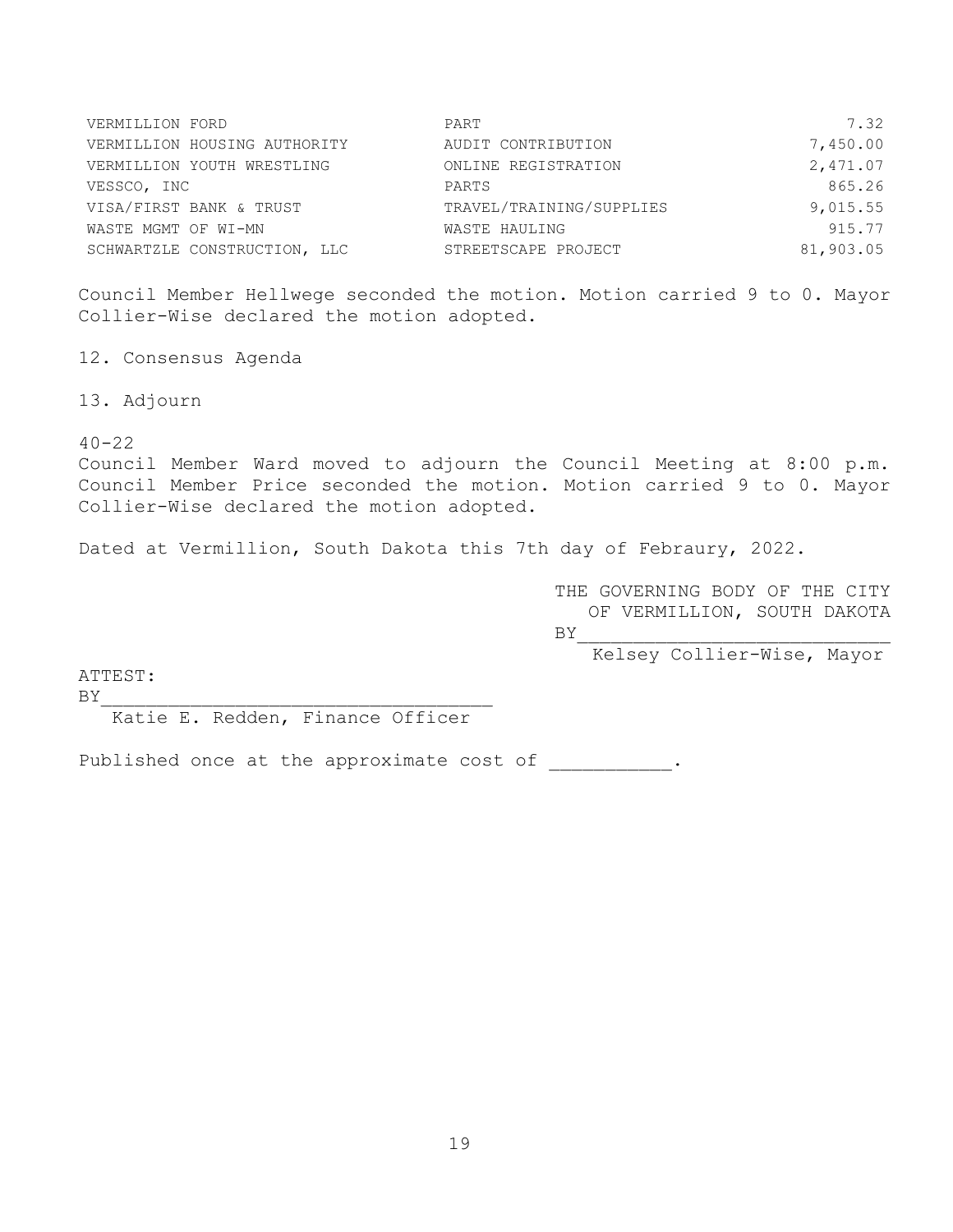| | | |
|---|---|---|
| VERMILLION FORD | PART | 7.32 |
| VERMILLION HOUSING AUTHORITY | AUDIT CONTRIBUTION | 7,450.00 |
| VERMILLION YOUTH WRESTLING | ONLINE REGISTRATION | 2,471.07 |
| VESSCO, INC | PARTS | 865.26 |
| VISA/FIRST BANK & TRUST | TRAVEL/TRAINING/SUPPLIES | 9,015.55 |
| WASTE MGMT OF WI-MN | WASTE HAULING | 915.77 |
| SCHWARTZLE CONSTRUCTION, LLC | STREETSCAPE PROJECT | 81,903.05 |

Council Member Hellwege seconded the motion. Motion carried 9 to 0. Mayor Collier-Wise declared the motion adopted.

12. Consensus Agenda

13. Adjourn

40-22
Council Member Ward moved to adjourn the Council Meeting at 8:00 p.m. Council Member Price seconded the motion. Motion carried 9 to 0. Mayor Collier-Wise declared the motion adopted.

Dated at Vermillion, South Dakota this 7th day of Febraury, 2022.

THE GOVERNING BODY OF THE CITY
OF VERMILLION, SOUTH DAKOTA
BY____________________________
Kelsey Collier-Wise, Mayor

ATTEST:
BY___________________________________
Katie E. Redden, Finance Officer

Published once at the approximate cost of ___________.